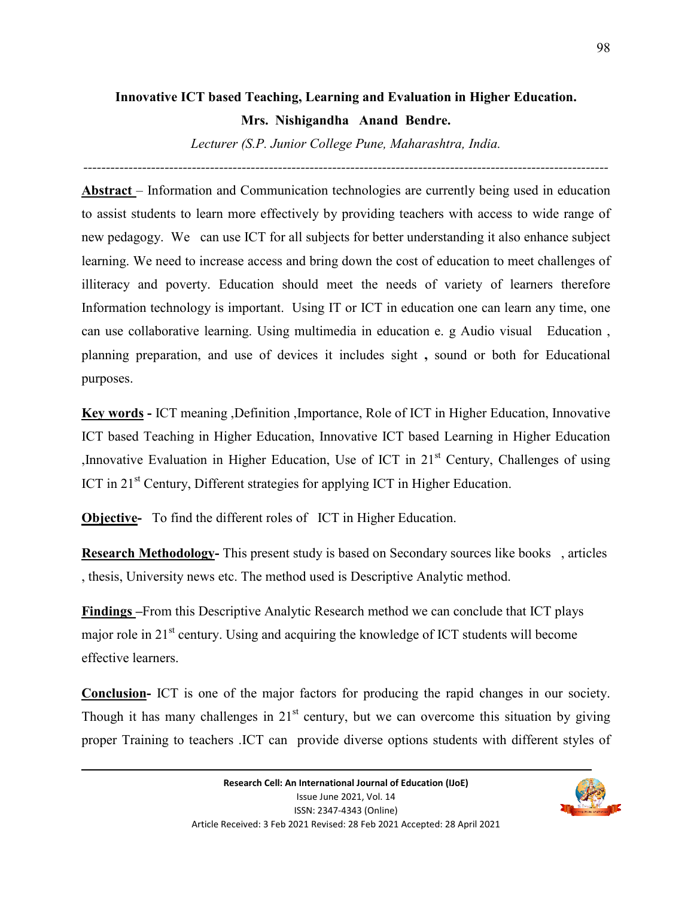# Innovative ICT based Teaching, Learning and Evaluation in Higher Education.

**Mrs. Nishigandha Anand Bendre.**

*Lecturer (S.P. Junior College Pune, Maharashtra, India.*

---

**Abstract** – Information and Communication technologies are currently being used in education to assist students to learn more effectively by providing teachers with access to wide range of new pedagogy. We can use ICT for all subjects for better understanding it also enhance subject learning. We need to increase access and bring down the cost of education to meet challenges of illiteracy and poverty. Education should meet the needs of variety of learners therefore Information technology is important. Using IT or ICT in education one can learn any time, one can use collaborative learning. Using multimedia in education e. g Audio visual Education , planning preparation, and use of devices it includes sight **,** sound or both for Educational purposes.

**Key words -** ICT meaning ,Definition ,Importance, Role of ICT in Higher Education, Innovative ICT based Teaching in Higher Education, Innovative ICT based Learning in Higher Education ,Innovative Evaluation in Higher Education, Use of ICT in 21st Century, Challenges of using ICT in 21st Century, Different strategies for applying ICT in Higher Education.

**Objective-** To find the different roles of ICT in Higher Education.

**Research Methodology-** This present study is based on Secondary sources like books , articles , thesis, University news etc. The method used is Descriptive Analytic method.

**Findings –**From this Descriptive Analytic Research method we can conclude that ICT plays major role in 21st century. Using and acquiring the knowledge of ICT students will become effective learners.

**Conclusion-** ICT is one of the major factors for producing the rapid changes in our society. Though it has many challenges in 21st century, but we can overcome this situation by giving proper Training to teachers .ICT can provide diverse options students with different styles of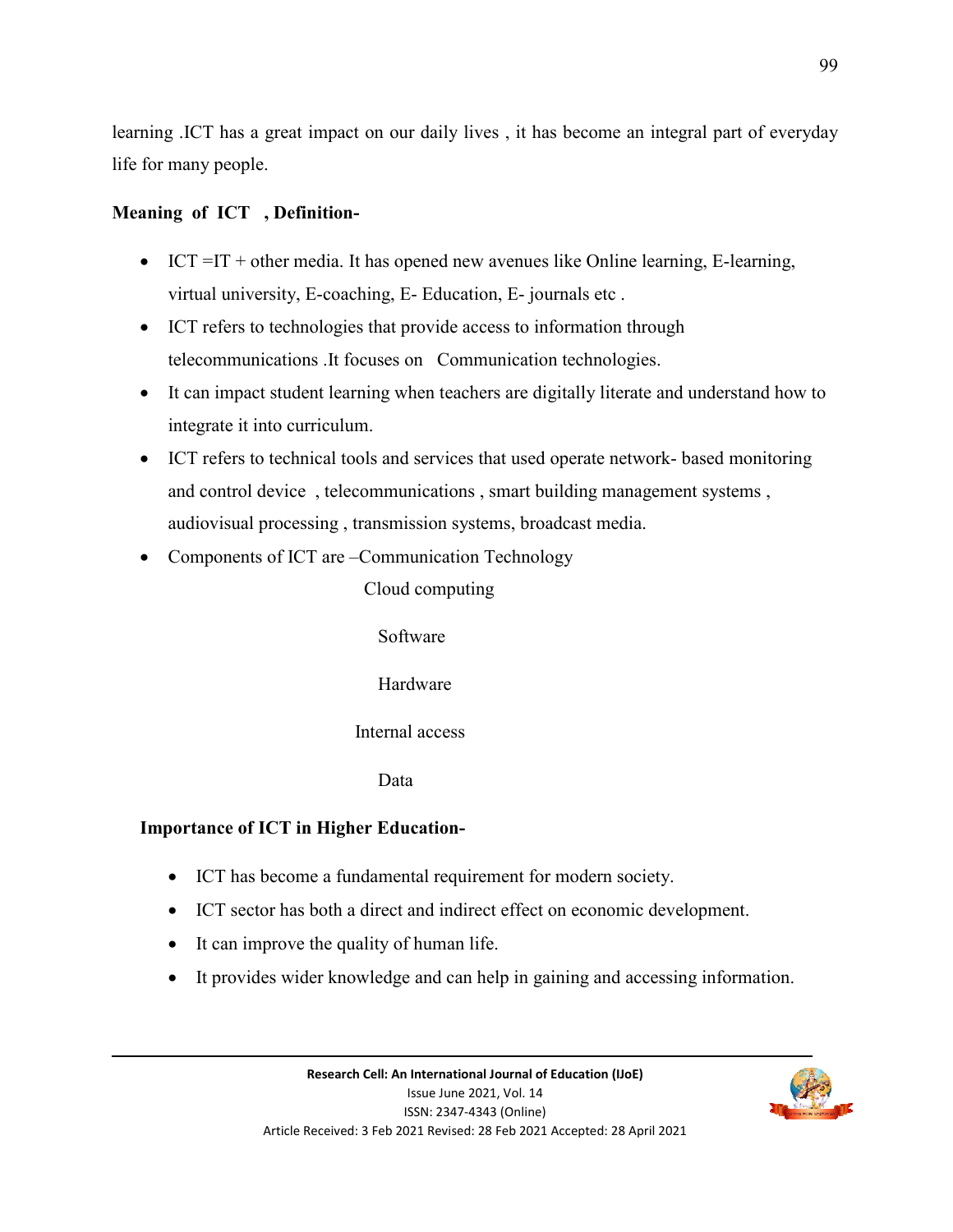learning .ICT has a great impact on our daily lives , it has become an integral part of everyday life for many people.

**Meaning of ICT , Definition-**

- ICT =IT + other media. It has opened new avenues like Online learning, E-learning, virtual university, E-coaching, E- Education, E- journals etc .
- ICT refers to technologies that provide access to information through telecommunications .It focuses on Communication technologies.
- It can impact student learning when teachers are digitally literate and understand how to integrate it into curriculum.
- ICT refers to technical tools and services that used operate network- based monitoring and control device , telecommunications , smart building management systems , audiovisual processing , transmission systems, broadcast media.
- Components of ICT are –Communication Technology

  Cloud computing

  Software

  Hardware

  Internal access

  Data

**Importance of ICT in Higher Education-**

- ICT has become a fundamental requirement for modern society.
- ICT sector has both a direct and indirect effect on economic development.
- It can improve the quality of human life.
- It provides wider knowledge and can help in gaining and accessing information.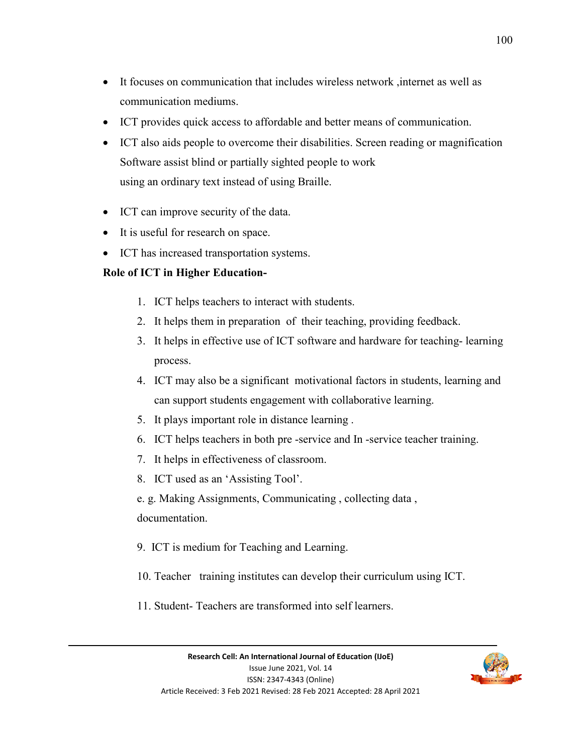- It focuses on communication that includes wireless network ,internet as well as communication mediums.
- ICT provides quick access to affordable and better means of communication.
- ICT also aids people to overcome their disabilities. Screen reading or magnification Software assist blind or partially sighted people to work using an ordinary text instead of using Braille.
- ICT can improve security of the data.
- It is useful for research on space.
- ICT has increased transportation systems.

**Role of ICT in Higher Education-**

1. ICT helps teachers to interact with students.
2. It helps them in preparation of their teaching, providing feedback.
3. It helps in effective use of ICT software and hardware for teaching- learning process.
4. ICT may also be a significant motivational factors in students, learning and can support students engagement with collaborative learning.
5. It plays important role in distance learning .
6. ICT helps teachers in both pre -service and In -service teacher training.
7. It helps in effectiveness of classroom.
8. ICT used as an 'Assisting Tool'.

   e. g. Making Assignments, Communicating , collecting data , documentation.

9. ICT is medium for Teaching and Learning.
10. Teacher training institutes can develop their curriculum using ICT.
11. Student- Teachers are transformed into self learners.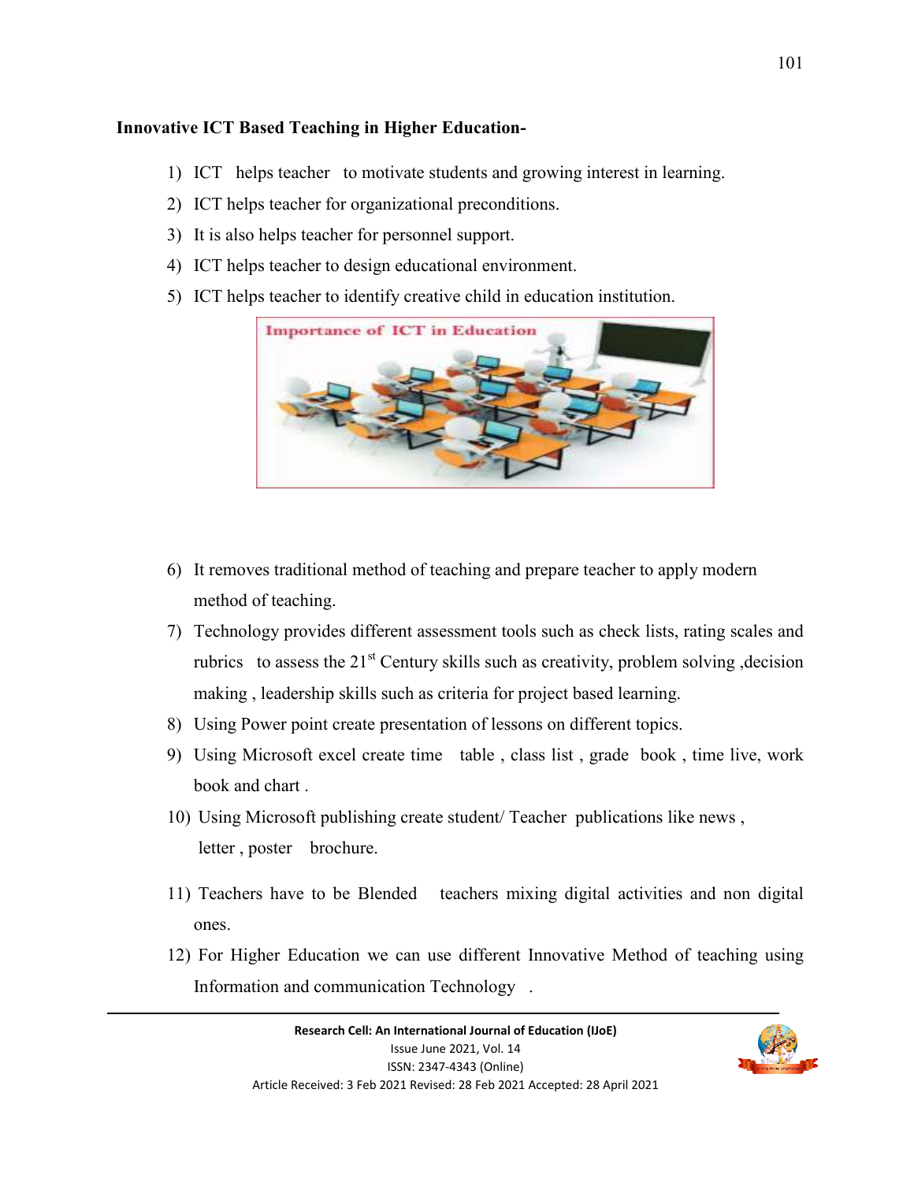**Innovative ICT Based Teaching in Higher Education-**

1) ICT helps teacher to motivate students and growing interest in learning.
2) ICT helps teacher for organizational preconditions.
3) It is also helps teacher for personnel support.
4) ICT helps teacher to design educational environment.
5) ICT helps teacher to identify creative child in education institution.
6) It removes traditional method of teaching and prepare teacher to apply modern method of teaching.
7) Technology provides different assessment tools such as check lists, rating scales and rubrics to assess the 21st Century skills such as creativity, problem solving ,decision making , leadership skills such as criteria for project based learning.
8) Using Power point create presentation of lessons on different topics.
9) Using Microsoft excel create time table , class list , grade book , time live, work book and chart .
10) Using Microsoft publishing create student/ Teacher publications like news , letter , poster brochure.
11) Teachers have to be Blended teachers mixing digital activities and non digital ones.
12) For Higher Education we can use different Innovative Method of teaching using Information and communication Technology .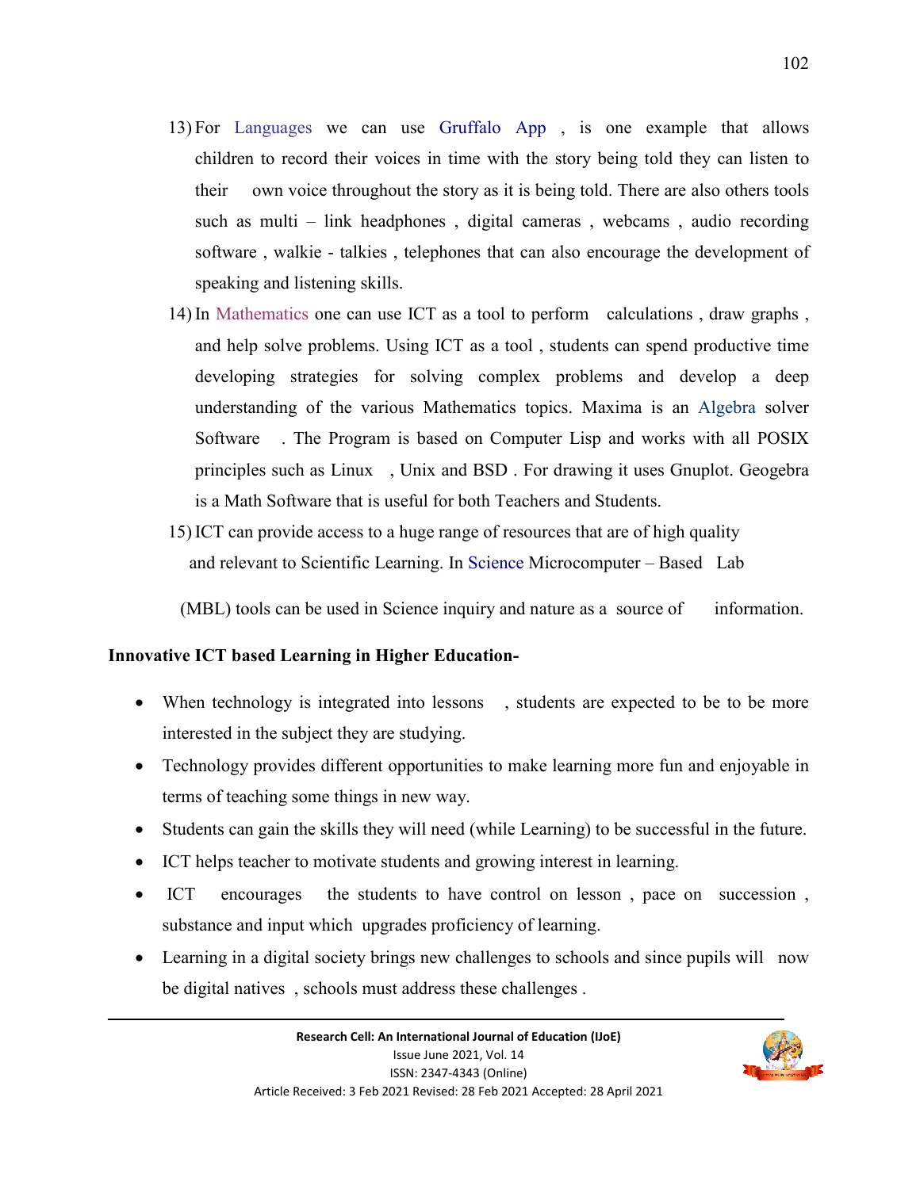13) For Languages we can use Gruffalo App , is one example that allows children to record their voices in time with the story being told they can listen to their own voice throughout the story as it is being told. There are also others tools such as multi – link headphones , digital cameras , webcams , audio recording software , walkie - talkies , telephones that can also encourage the development of speaking and listening skills.

14) In Mathematics one can use ICT as a tool to perform calculations , draw graphs , and help solve problems. Using ICT as a tool , students can spend productive time developing strategies for solving complex problems and develop a deep understanding of the various Mathematics topics. Maxima is an Algebra solver Software . The Program is based on Computer Lisp and works with all POSIX principles such as Linux , Unix and BSD . For drawing it uses Gnuplot. Geogebra is a Math Software that is useful for both Teachers and Students.

15) ICT can provide access to a huge range of resources that are of high quality and relevant to Scientific Learning. In Science Microcomputer – Based Lab (MBL) tools can be used in Science inquiry and nature as a source of information.

**Innovative ICT based Learning in Higher Education-**

- When technology is integrated into lessons , students are expected to be to be more interested in the subject they are studying.
- Technology provides different opportunities to make learning more fun and enjoyable in terms of teaching some things in new way.
- Students can gain the skills they will need (while Learning) to be successful in the future.
- ICT helps teacher to motivate students and growing interest in learning.
- ICT encourages the students to have control on lesson , pace on succession , substance and input which upgrades proficiency of learning.
- Learning in a digital society brings new challenges to schools and since pupils will now be digital natives , schools must address these challenges .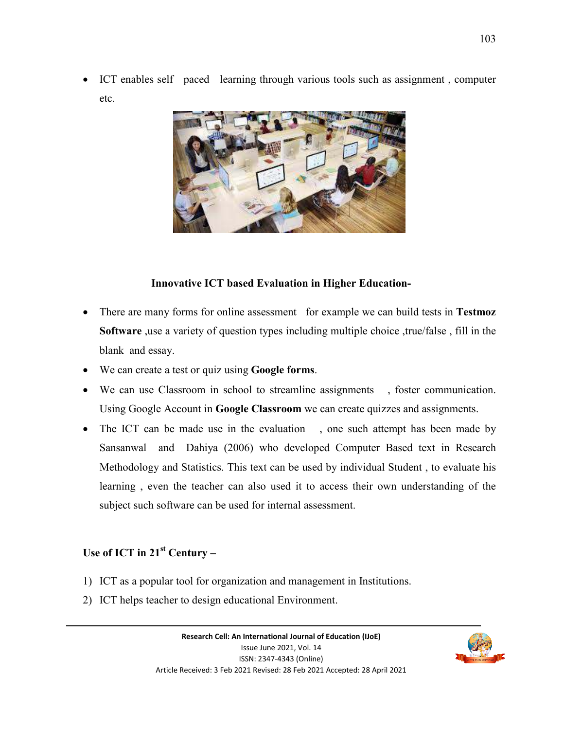- ICT enables self paced learning through various tools such as assignment , computer etc.

**Innovative ICT based Evaluation in Higher Education-**

- There are many forms for online assessment for example we can build tests in **Testmoz Software** ,use a variety of question types including multiple choice ,true/false , fill in the blank and essay.
- We can create a test or quiz using **Google forms**.
- We can use Classroom in school to streamline assignments , foster communication. Using Google Account in **Google Classroom** we can create quizzes and assignments.
- The ICT can be made use in the evaluation , one such attempt has been made by Sansanwal and Dahiya (2006) who developed Computer Based text in Research Methodology and Statistics. This text can be used by individual Student , to evaluate his learning , even the teacher can also used it to access their own understanding of the subject such software can be used for internal assessment.

**Use of ICT in 21st Century –**

1) ICT as a popular tool for organization and management in Institutions.
2) ICT helps teacher to design educational Environment.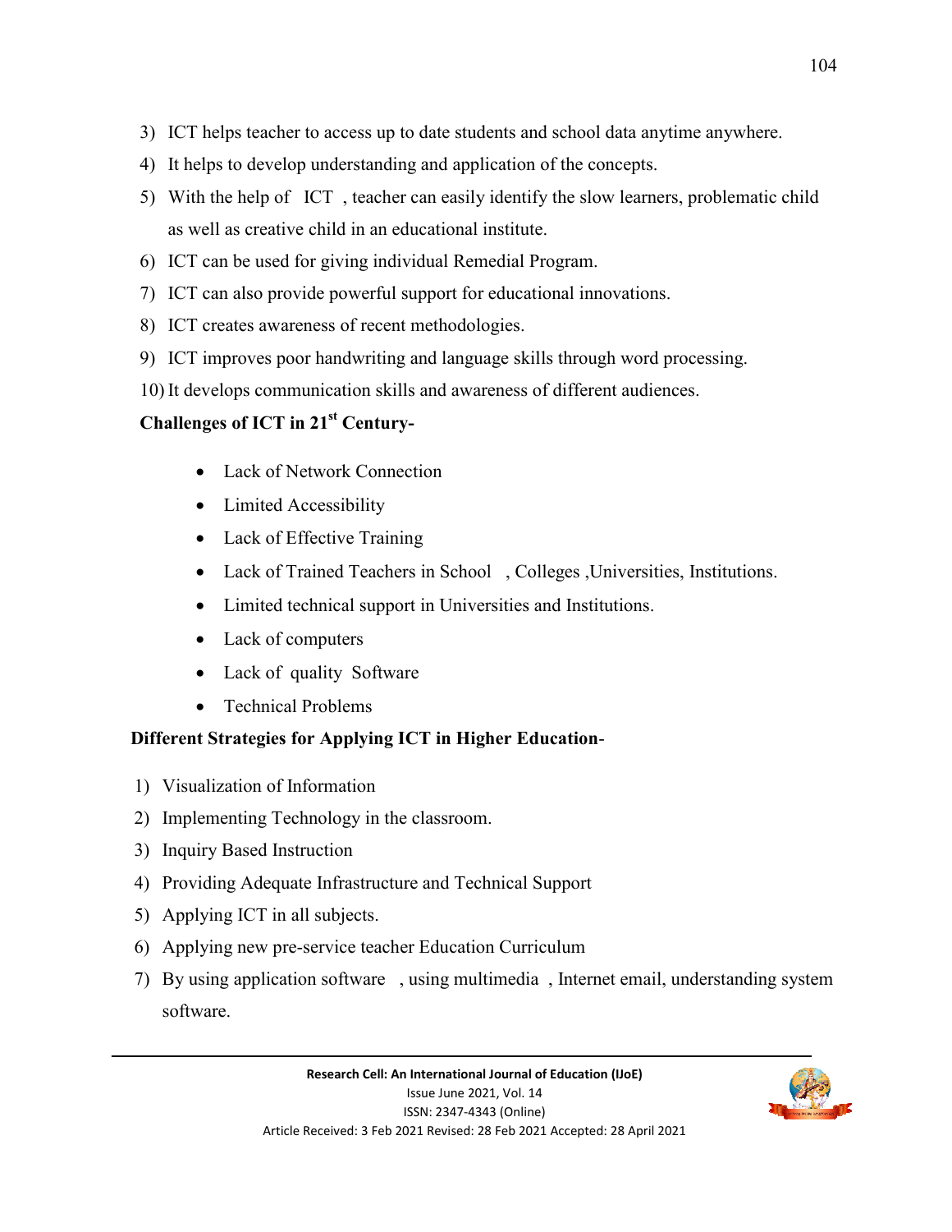3) ICT helps teacher to access up to date students and school data anytime anywhere.
4) It helps to develop understanding and application of the concepts.
5) With the help of ICT , teacher can easily identify the slow learners, problematic child as well as creative child in an educational institute.
6) ICT can be used for giving individual Remedial Program.
7) ICT can also provide powerful support for educational innovations.
8) ICT creates awareness of recent methodologies.
9) ICT improves poor handwriting and language skills through word processing.
10) It develops communication skills and awareness of different audiences.

**Challenges of ICT in 21st Century-**

- Lack of Network Connection
- Limited Accessibility
- Lack of Effective Training
- Lack of Trained Teachers in School , Colleges ,Universities, Institutions.
- Limited technical support in Universities and Institutions.
- Lack of computers
- Lack of quality Software
- Technical Problems

**Different Strategies for Applying ICT in Higher Education**-

1) Visualization of Information
2) Implementing Technology in the classroom.
3) Inquiry Based Instruction
4) Providing Adequate Infrastructure and Technical Support
5) Applying ICT in all subjects.
6) Applying new pre-service teacher Education Curriculum
7) By using application software , using multimedia , Internet email, understanding system software.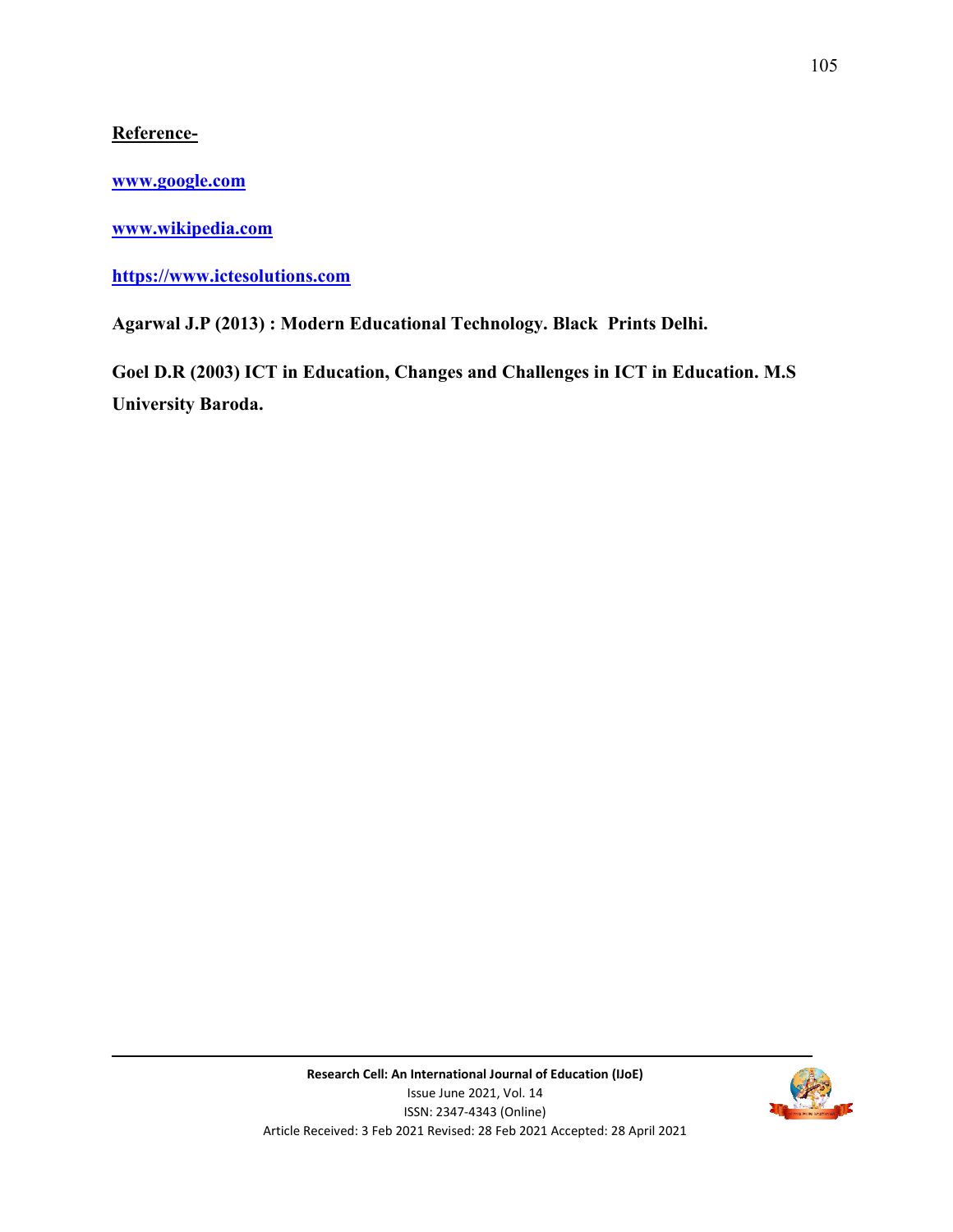**Reference-**

**www.google.com**

**www.wikipedia.com**

**https://www.ictesolutions.com**

**Agarwal J.P (2013) : Modern Educational Technology. Black Prints Delhi.**

**Goel D.R (2003) ICT in Education, Changes and Challenges in ICT in Education. M.S University Baroda.**